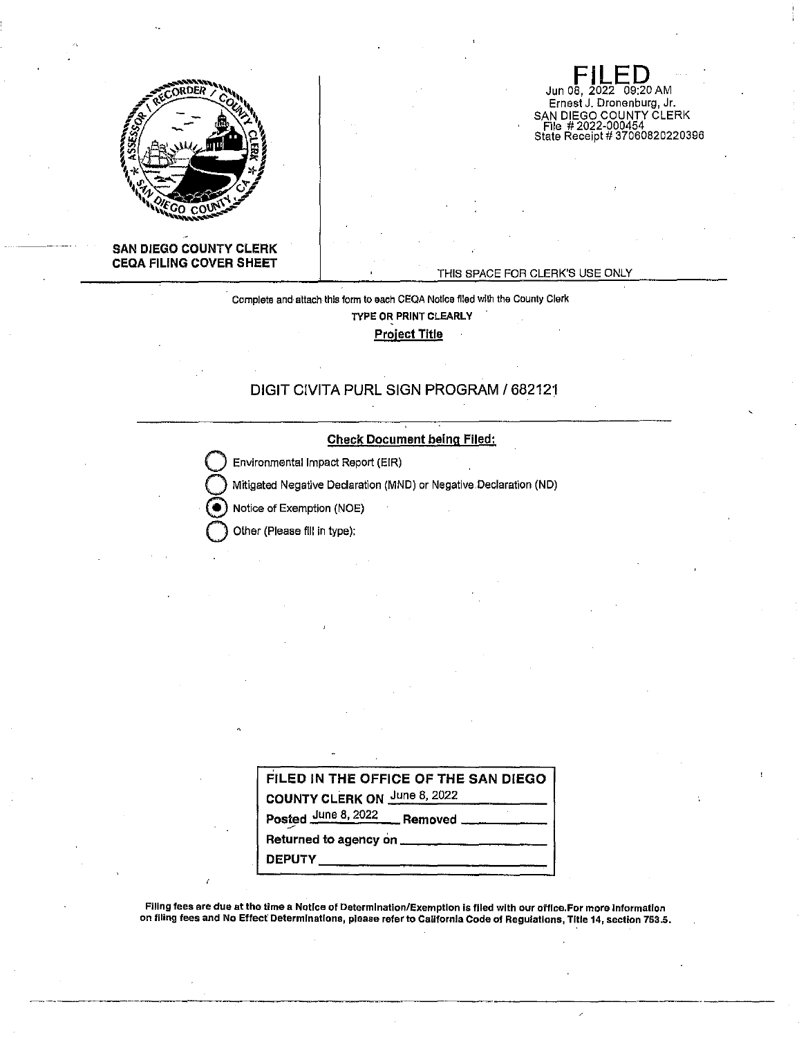**FILED**
Jun 08, 2022 09:20 AM
Ernest J. Dronenburg, Jr.
SAN DIEGO COUNTY CLERK
File # 2022-000454
State Receipt # 37060820220396

**SAN DIEGO COUNTY CLERK**
**CEQA FILING COVER SHEET**

THIS SPACE FOR CLERK'S USE ONLY

Complete and attach this form to each CEQA Notice filed with the County Clerk

TYPE OR PRINT CLEARLY

**Project Title**

DIGIT CIVITA PURL SIGN PROGRAM / 682121

**Check Document being Filed:**

- ○ Environmental Impact Report (EIR)
- ○ Mitigated Negative Declaration (MND) or Negative Declaration (ND)
- ● Notice of Exemption (NOE)
- ○ Other (Please fill in type):

| FILED IN THE OFFICE OF THE SAN DIEGO COUNTY CLERK ON June 8, 2022 |
|---|
| Posted June 8, 2022 Removed ______ |
| Returned to agency on ______ |
| DEPUTY ______ |

**Filing fees are due at the time a Notice of Determination/Exemption is filed with our office. For more information on filing fees and No Effect Determinations, please refer to California Code of Regulations, Title 14, section 753.5.**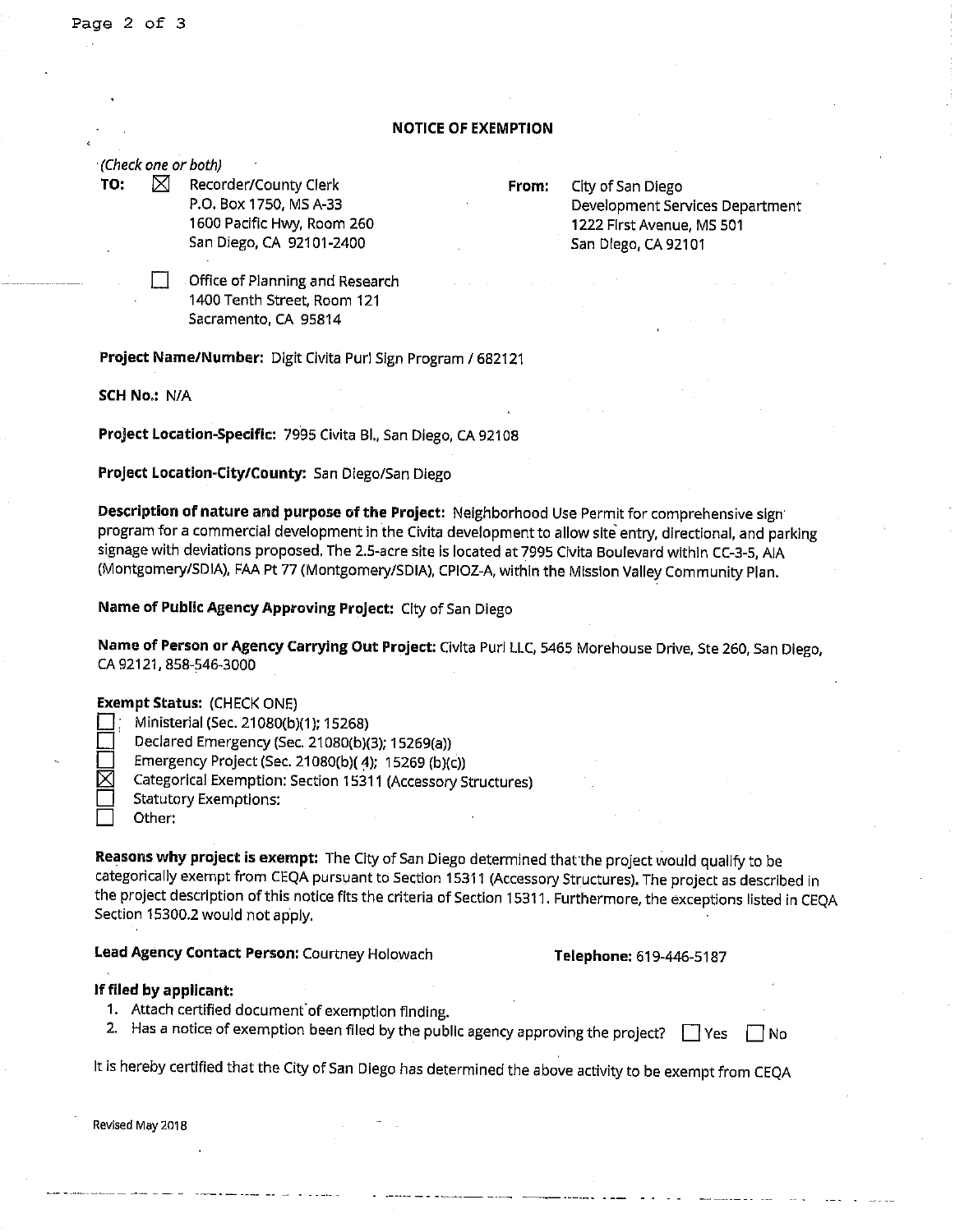## NOTICE OF EXEMPTION

*(Check one or both)*

**TO:** ☒ Recorder/County Clerk
P.O. Box 1750, MS A-33
1600 Pacific Hwy, Room 260
San Diego, CA 92101-2400

☐ Office of Planning and Research
1400 Tenth Street, Room 121
Sacramento, CA 95814

**From:** City of San Diego
Development Services Department
1222 First Avenue, MS 501
San Diego, CA 92101

**Project Name/Number:** Digit Civita Purl Sign Program / 682121

**SCH No.:** N/A

**Project Location-Specific:** 7995 Civita Bl., San Diego, CA 92108

**Project Location-City/County:** San Diego/San Diego

**Description of nature and purpose of the Project:** Neighborhood Use Permit for comprehensive sign program for a commercial development in the Civita development to allow site entry, directional, and parking signage with deviations proposed. The 2.5-acre site is located at 7995 Civita Boulevard within CC-3-5, AIA (Montgomery/SDIA), FAA Pt 77 (Montgomery/SDIA), CPIOZ-A, within the Mission Valley Community Plan.

**Name of Public Agency Approving Project:** City of San Diego

**Name of Person or Agency Carrying Out Project:** Civita Purl LLC, 5465 Morehouse Drive, Ste 260, San Diego, CA 92121, 858-546-3000

**Exempt Status:** (CHECK ONE)

- ☐ Ministerial (Sec. 21080(b)(1); 15268)
- ☐ Declared Emergency (Sec. 21080(b)(3); 15269(a))
- ☐ Emergency Project (Sec. 21080(b)(4); 15269 (b)(c))
- ☒ Categorical Exemption: Section 15311 (Accessory Structures)
- ☐ Statutory Exemptions:
- ☐ Other:

**Reasons why project is exempt:** The City of San Diego determined that the project would qualify to be categorically exempt from CEQA pursuant to Section 15311 (Accessory Structures). The project as described in the project description of this notice fits the criteria of Section 15311. Furthermore, the exceptions listed in CEQA Section 15300.2 would not apply.

**Lead Agency Contact Person:** Courtney Holowach **Telephone:** 619-446-5187

**If filed by applicant:**

1. Attach certified document of exemption finding.
2. Has a notice of exemption been filed by the public agency approving the project? ☐ Yes ☐ No

It is hereby certified that the City of San Diego has determined the above activity to be exempt from CEQA

Revised May 2018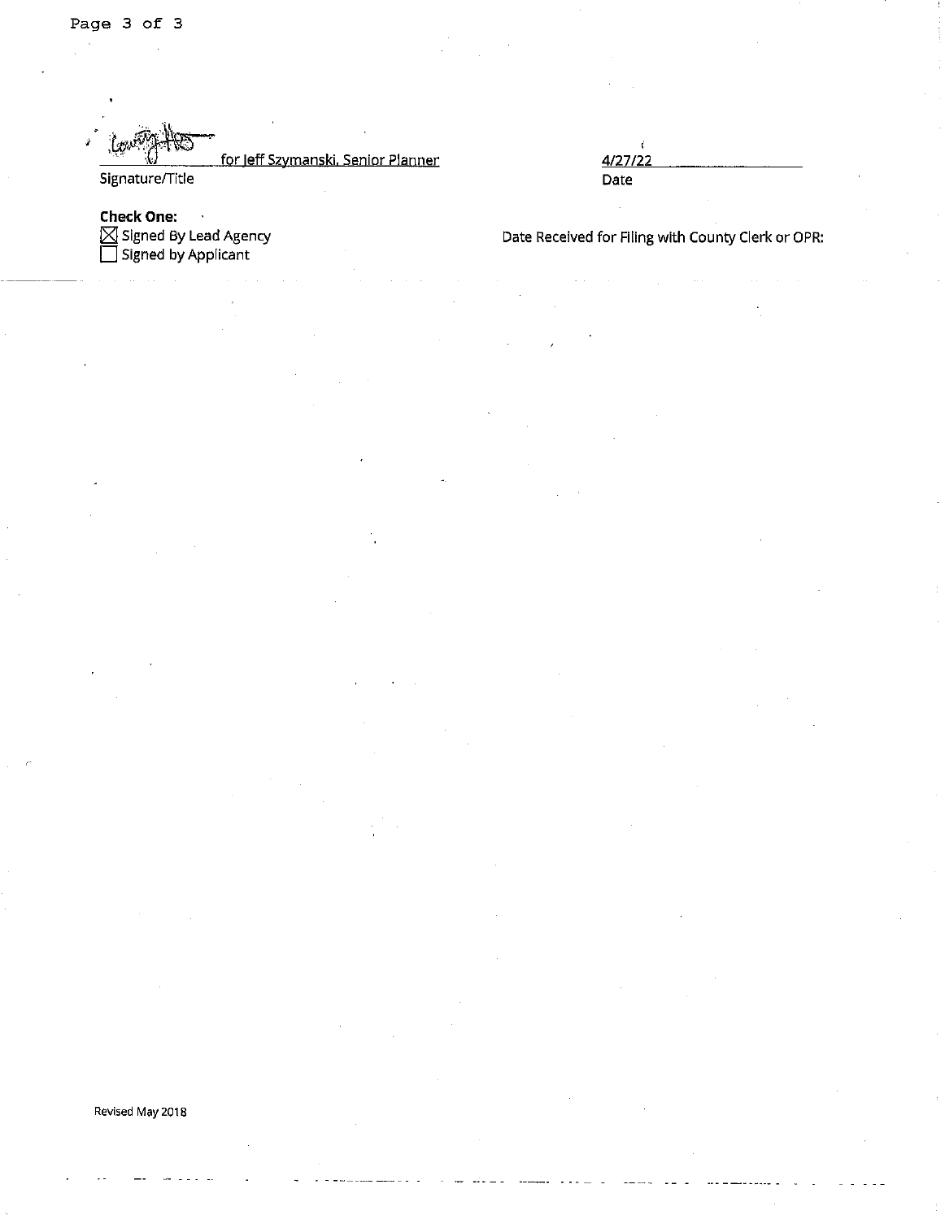for Jeff Szymanski, Senior Planner

Signature/Title

4/27/22

Date

**Check One:**

☒ Signed By Lead Agency

☐ Signed by Applicant

Date Received for Filing with County Clerk or OPR:

Revised May 2018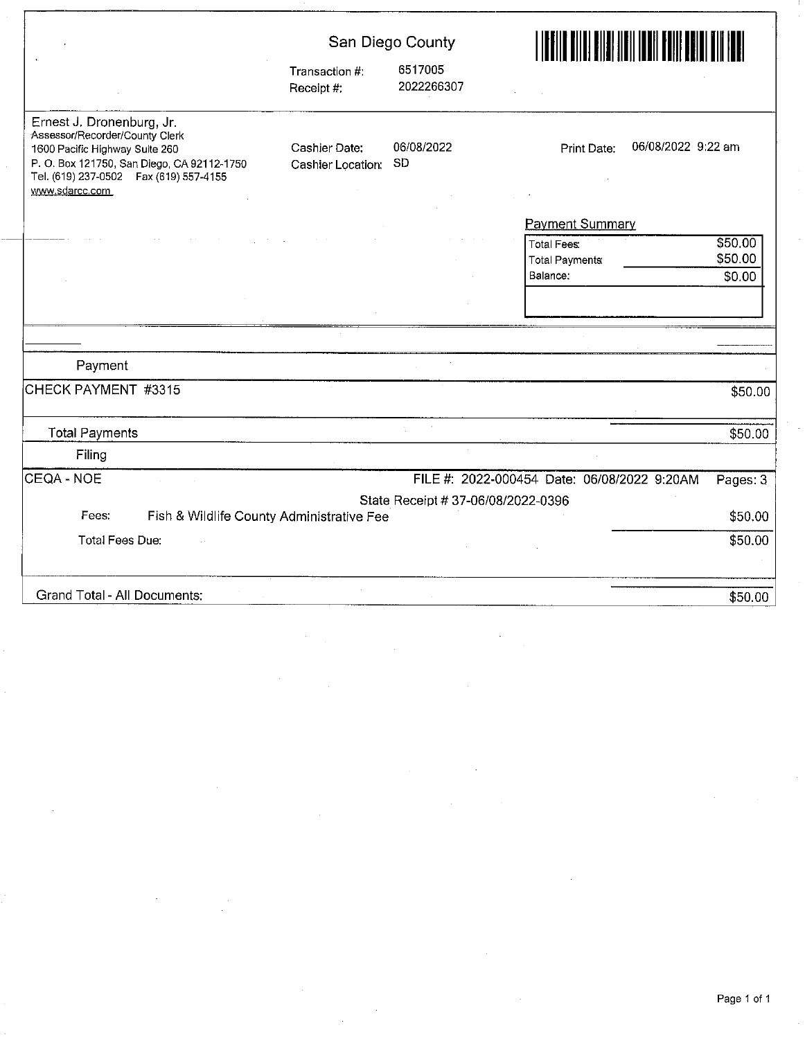## San Diego County

Transaction #: 6517005
Receipt #: 2022266307

Ernest J. Dronenburg, Jr.
Assessor/Recorder/County Clerk
1600 Pacific Highway Suite 260
P. O. Box 121750, San Diego, CA 92112-1750
Tel. (619) 237-0502 Fax (619) 557-4155
www.sdarcc.com

Cashier Date: 06/08/2022
Cashier Location: SD

Print Date: 06/08/2022 9:22 am

**Payment Summary**

| | |
|---|---|
| Total Fees: | $50.00 |
| Total Payments | $50.00 |
| Balance: | $0.00 |

**Payment**

| | |
|---|---|
| CHECK PAYMENT #3315 | $50.00 |
| Total Payments | $50.00 |

**Filing**

CEQA - NOE — FILE #: 2022-000454 Date: 06/08/2022 9:20AM Pages: 3

State Receipt # 37-06/08/2022-0396

| | | |
|---|---|---|
| Fees: | Fish & Wildlife County Administrative Fee | $50.00 |
| Total Fees Due: | | $50.00 |

Grand Total - All Documents: $50.00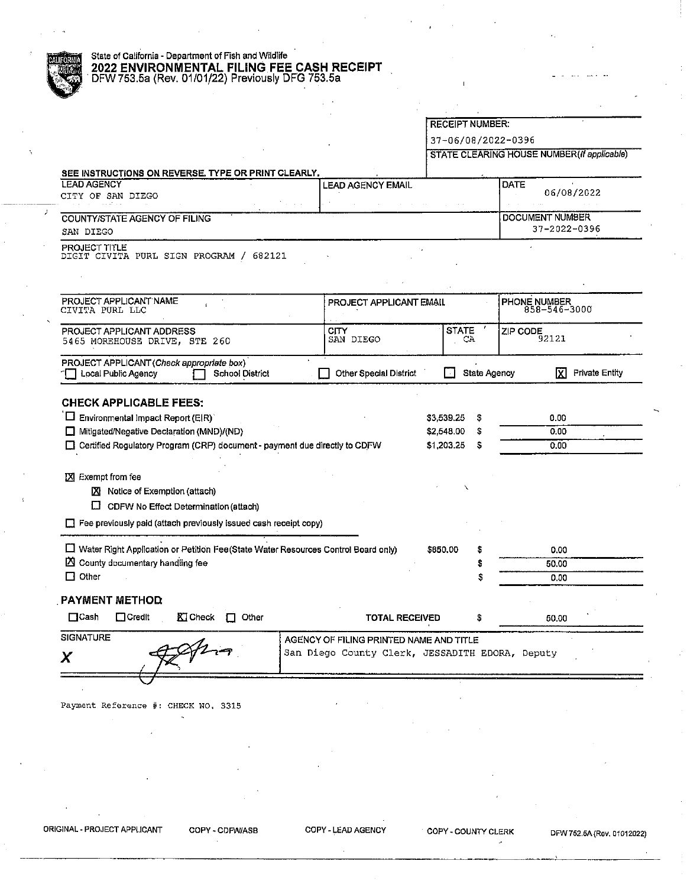State of California - Department of Fish and Wildlife

# 2022 ENVIRONMENTAL FILING FEE CASH RECEIPT

DFW 753.5a (Rev. 01/01/22) Previously DFG 753.5a

| | |
|---|---|
| RECEIPT NUMBER: | 37-06/08/2022-0396 |
| STATE CLEARING HOUSE NUMBER (If applicable) | |

**SEE INSTRUCTIONS ON REVERSE. TYPE OR PRINT CLEARLY.**

| LEAD AGENCY | LEAD AGENCY EMAIL | DATE |
|---|---|---|
| CITY OF SAN DIEGO | | 06/08/2022 |
| **COUNTY/STATE AGENCY OF FILING** | | **DOCUMENT NUMBER** |
| SAN DIEGO | | 37-2022-0396 |

PROJECT TITLE
DIGIT CIVITA PURL SIGN PROGRAM / 682121

| PROJECT APPLICANT NAME | PROJECT APPLICANT EMAIL | | PHONE NUMBER |
|---|---|---|---|
| CIVITA PURL LLC | | | 858-546-3000 |
| **PROJECT APPLICANT ADDRESS** | **CITY** | **STATE** | **ZIP CODE** |
| 5465 MOREHOUSE DRIVE, STE 260 | SAN DIEGO | CA | 92121 |

PROJECT APPLICANT (*Check appropriate box*)

☐ Local Public Agency ☐ School District ☐ Other Special District ☐ State Agency ☒ Private Entity

## CHECK APPLICABLE FEES:

| | | |
|---|---|---|
| ☐ Environmental Impact Report (EIR) | $3,539.25 | $ 0.00 |
| ☐ Mitigated/Negative Declaration (MND)/(ND) | $2,548.00 | $ 0.00 |
| ☐ Certified Regulatory Program (CRP) document - payment due directly to CDFW | $1,203.25 | $ 0.00 |

☒ Exempt from fee
- ☒ Notice of Exemption (attach)
- ☐ CDFW No Effect Determination (attach)

☐ Fee previously paid (attach previously issued cash receipt copy)

| | | |
|---|---|---|
| ☐ Water Right Application or Petition Fee (State Water Resources Control Board only) | $850.00 | $ 0.00 |
| ☒ County documentary handling fee | | $ 50.00 |
| ☐ Other | | $ 0.00 |

## PAYMENT METHOD:

☐ Cash ☐ Credit ☒ Check ☐ Other

**TOTAL RECEIVED** $ 50.00

| SIGNATURE | AGENCY OF FILING PRINTED NAME AND TITLE |
|---|---|
| X | San Diego County Clerk, JESSADITH EDORA, Deputy |

Payment Reference #: CHECK NO. 3315

ORIGINAL - PROJECT APPLICANT COPY - CDFW/ASB COPY - LEAD AGENCY COPY - COUNTY CLERK DFW 753.5A (Rev. 01012022)